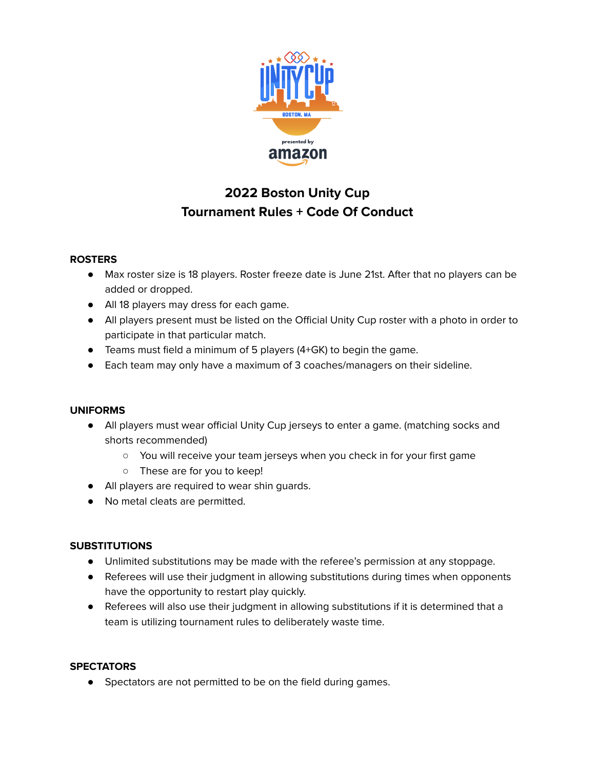# 2022 Boston Unity Cup
# Tournament Rules + Code Of Conduct

**ROSTERS**

- Max roster size is 18 players. Roster freeze date is June 21st. After that no players can be added or dropped.
- All 18 players may dress for each game.
- All players present must be listed on the Official Unity Cup roster with a photo in order to participate in that particular match.
- Teams must field a minimum of 5 players (4+GK) to begin the game.
- Each team may only have a maximum of 3 coaches/managers on their sideline.

**UNIFORMS**

- All players must wear official Unity Cup jerseys to enter a game. (matching socks and shorts recommended)
  - You will receive your team jerseys when you check in for your first game
  - These are for you to keep!
- All players are required to wear shin guards.
- No metal cleats are permitted.

**SUBSTITUTIONS**

- Unlimited substitutions may be made with the referee's permission at any stoppage.
- Referees will use their judgment in allowing substitutions during times when opponents have the opportunity to restart play quickly.
- Referees will also use their judgment in allowing substitutions if it is determined that a team is utilizing tournament rules to deliberately waste time.

**SPECTATORS**

- Spectators are not permitted to be on the field during games.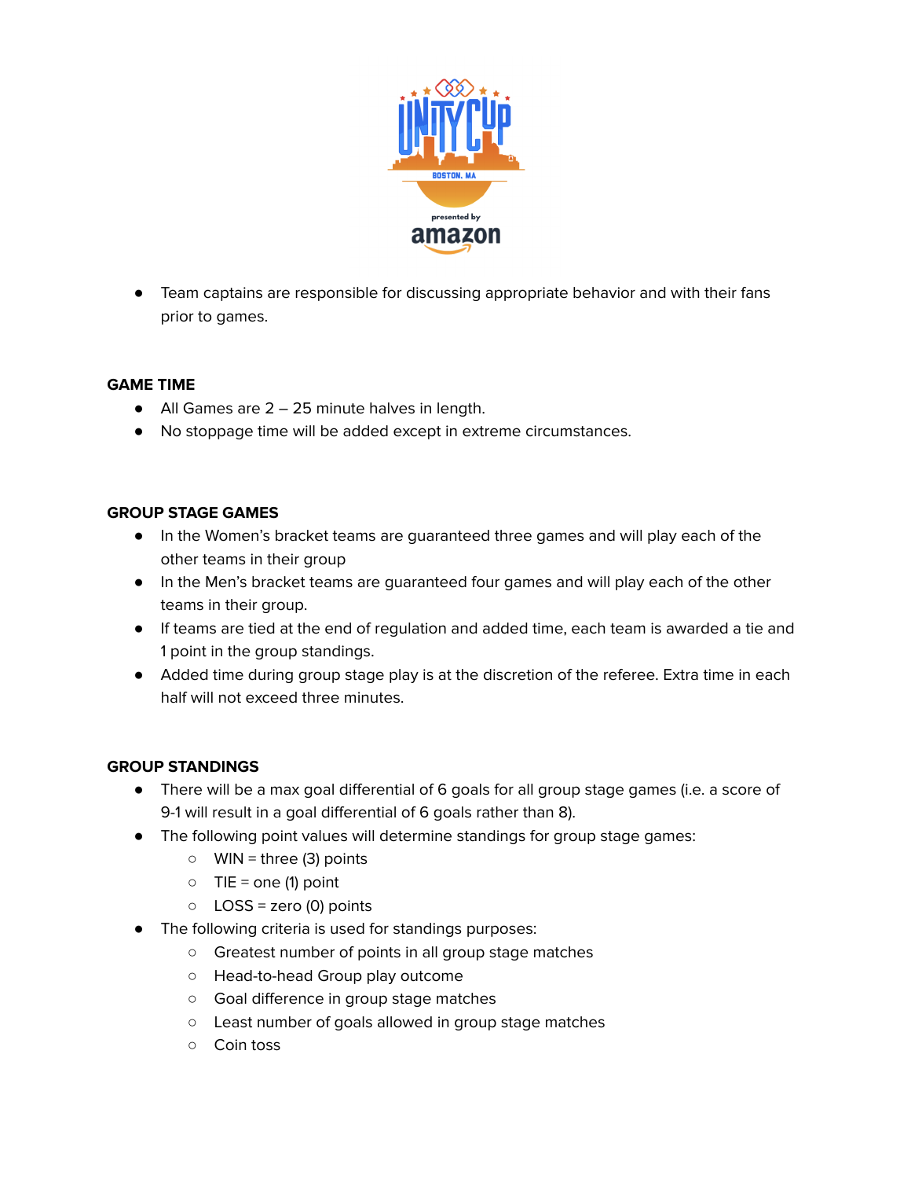- Team captains are responsible for discussing appropriate behavior and with their fans prior to games.

## GAME TIME

- All Games are 2 – 25 minute halves in length.
- No stoppage time will be added except in extreme circumstances.

## GROUP STAGE GAMES

- In the Women's bracket teams are guaranteed three games and will play each of the other teams in their group
- In the Men's bracket teams are guaranteed four games and will play each of the other teams in their group.
- If teams are tied at the end of regulation and added time, each team is awarded a tie and 1 point in the group standings.
- Added time during group stage play is at the discretion of the referee. Extra time in each half will not exceed three minutes.

## GROUP STANDINGS

- There will be a max goal differential of 6 goals for all group stage games (i.e. a score of 9-1 will result in a goal differential of 6 goals rather than 8).
- The following point values will determine standings for group stage games:
  - WIN = three (3) points
  - TIE = one (1) point
  - LOSS = zero (0) points
- The following criteria is used for standings purposes:
  - Greatest number of points in all group stage matches
  - Head-to-head Group play outcome
  - Goal difference in group stage matches
  - Least number of goals allowed in group stage matches
  - Coin toss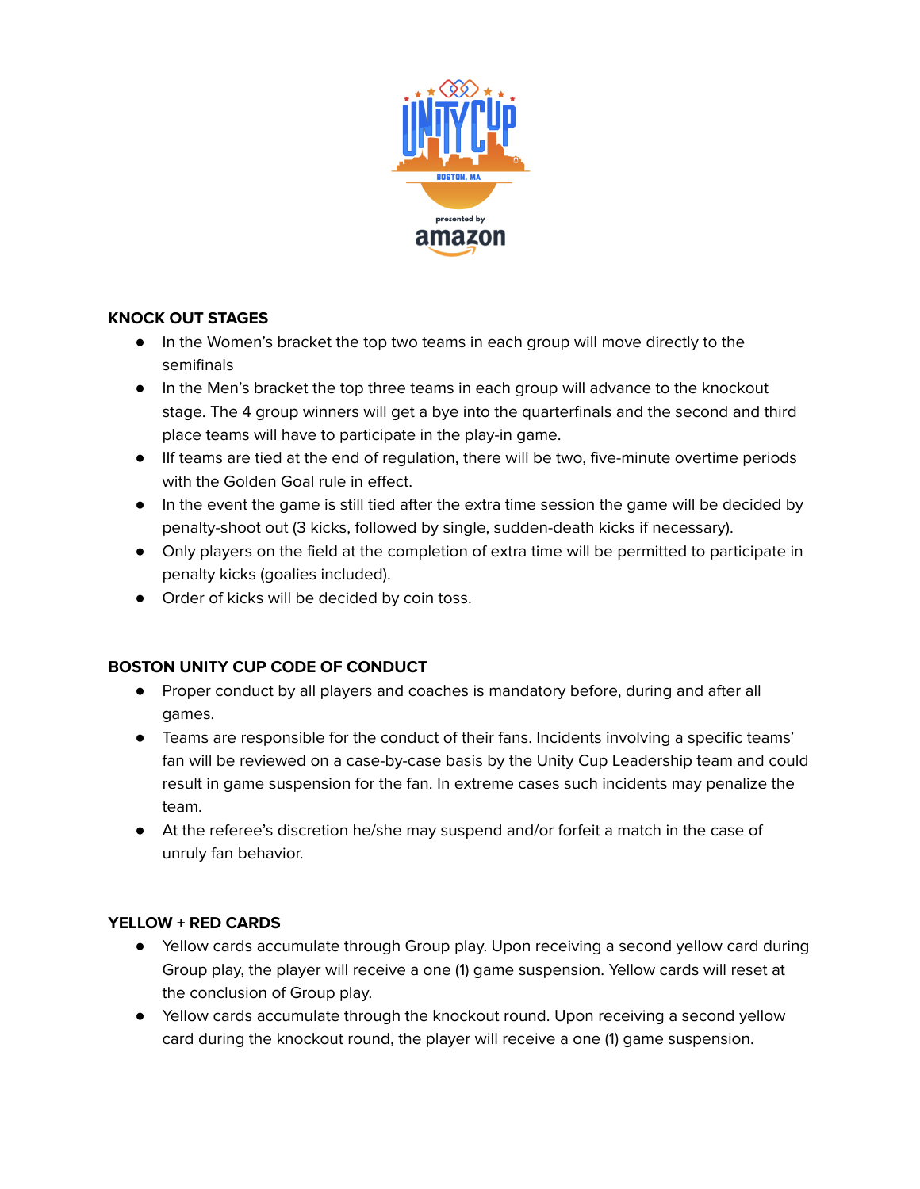## KNOCK OUT STAGES

- In the Women's bracket the top two teams in each group will move directly to the semifinals
- In the Men's bracket the top three teams in each group will advance to the knockout stage. The 4 group winners will get a bye into the quarterfinals and the second and third place teams will have to participate in the play-in game.
- IIf teams are tied at the end of regulation, there will be two, five-minute overtime periods with the Golden Goal rule in effect.
- In the event the game is still tied after the extra time session the game will be decided by penalty-shoot out (3 kicks, followed by single, sudden-death kicks if necessary).
- Only players on the field at the completion of extra time will be permitted to participate in penalty kicks (goalies included).
- Order of kicks will be decided by coin toss.

## BOSTON UNITY CUP CODE OF CONDUCT

- Proper conduct by all players and coaches is mandatory before, during and after all games.
- Teams are responsible for the conduct of their fans. Incidents involving a specific teams' fan will be reviewed on a case-by-case basis by the Unity Cup Leadership team and could result in game suspension for the fan. In extreme cases such incidents may penalize the team.
- At the referee's discretion he/she may suspend and/or forfeit a match in the case of unruly fan behavior.

## YELLOW + RED CARDS

- Yellow cards accumulate through Group play. Upon receiving a second yellow card during Group play, the player will receive a one (1) game suspension. Yellow cards will reset at the conclusion of Group play.
- Yellow cards accumulate through the knockout round. Upon receiving a second yellow card during the knockout round, the player will receive a one (1) game suspension.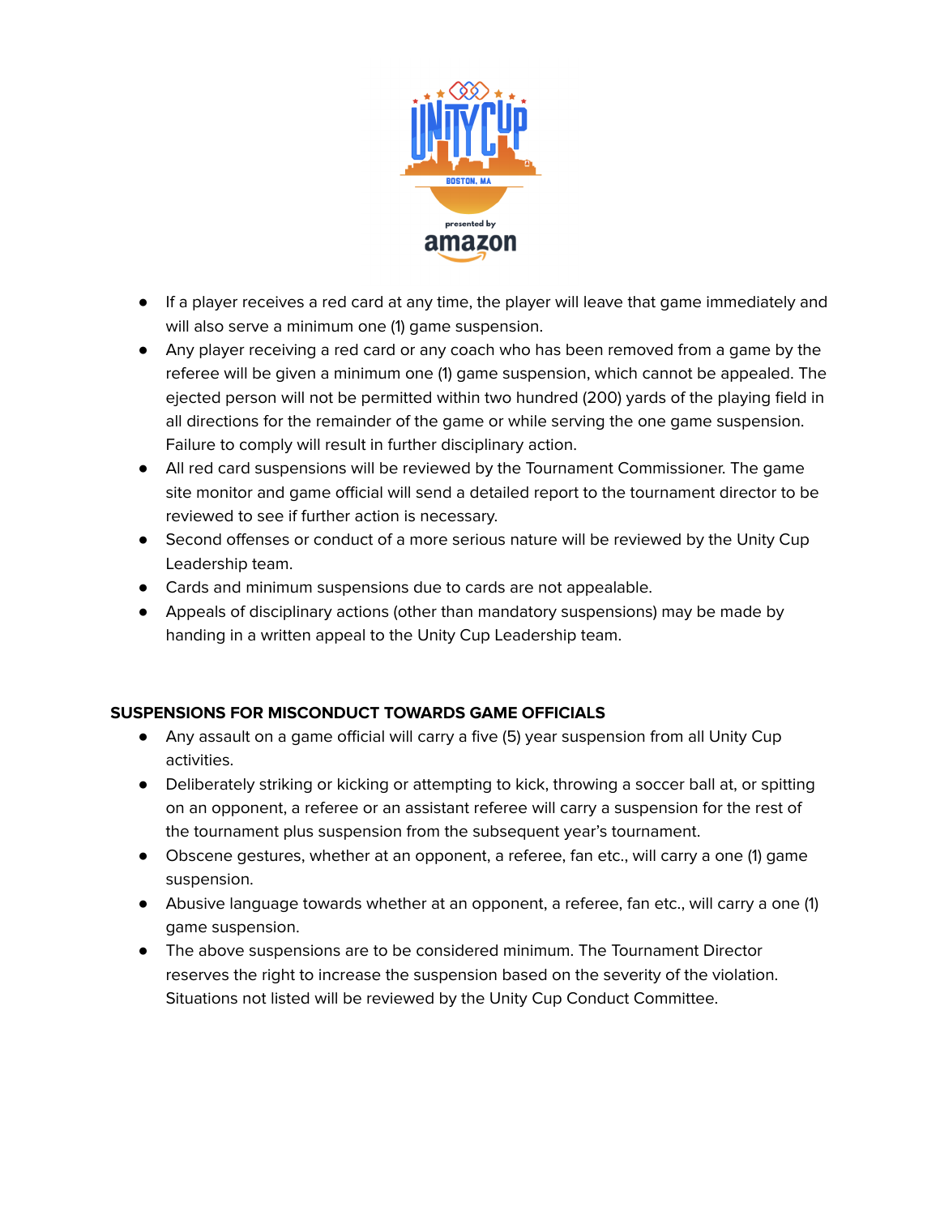- If a player receives a red card at any time, the player will leave that game immediately and will also serve a minimum one (1) game suspension.
- Any player receiving a red card or any coach who has been removed from a game by the referee will be given a minimum one (1) game suspension, which cannot be appealed. The ejected person will not be permitted within two hundred (200) yards of the playing field in all directions for the remainder of the game or while serving the one game suspension. Failure to comply will result in further disciplinary action.
- All red card suspensions will be reviewed by the Tournament Commissioner. The game site monitor and game official will send a detailed report to the tournament director to be reviewed to see if further action is necessary.
- Second offenses or conduct of a more serious nature will be reviewed by the Unity Cup Leadership team.
- Cards and minimum suspensions due to cards are not appealable.
- Appeals of disciplinary actions (other than mandatory suspensions) may be made by handing in a written appeal to the Unity Cup Leadership team.

**SUSPENSIONS FOR MISCONDUCT TOWARDS GAME OFFICIALS**

- Any assault on a game official will carry a five (5) year suspension from all Unity Cup activities.
- Deliberately striking or kicking or attempting to kick, throwing a soccer ball at, or spitting on an opponent, a referee or an assistant referee will carry a suspension for the rest of the tournament plus suspension from the subsequent year's tournament.
- Obscene gestures, whether at an opponent, a referee, fan etc., will carry a one (1) game suspension.
- Abusive language towards whether at an opponent, a referee, fan etc., will carry a one (1) game suspension.
- The above suspensions are to be considered minimum. The Tournament Director reserves the right to increase the suspension based on the severity of the violation. Situations not listed will be reviewed by the Unity Cup Conduct Committee.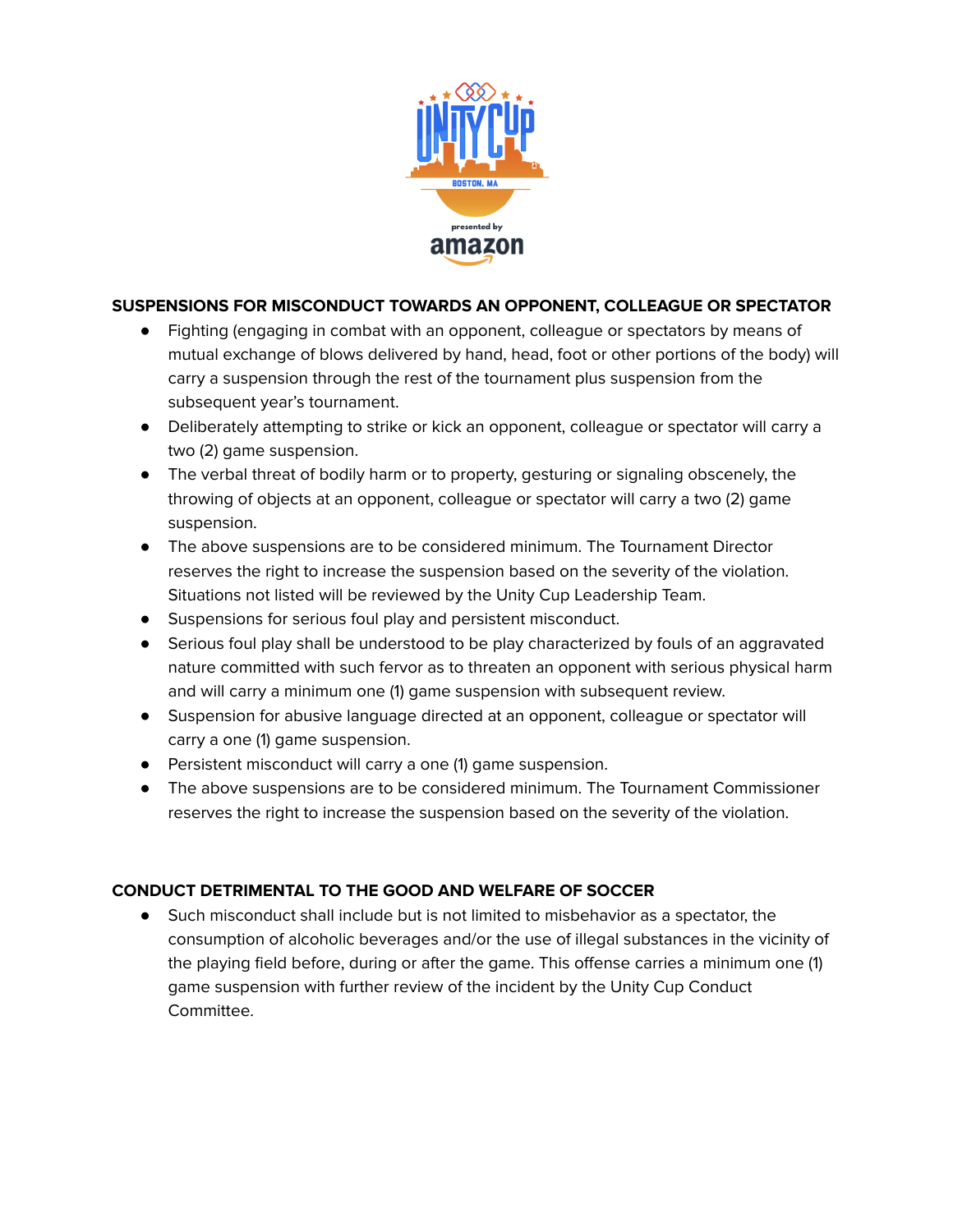## SUSPENSIONS FOR MISCONDUCT TOWARDS AN OPPONENT, COLLEAGUE OR SPECTATOR

- Fighting (engaging in combat with an opponent, colleague or spectators by means of mutual exchange of blows delivered by hand, head, foot or other portions of the body) will carry a suspension through the rest of the tournament plus suspension from the subsequent year's tournament.
- Deliberately attempting to strike or kick an opponent, colleague or spectator will carry a two (2) game suspension.
- The verbal threat of bodily harm or to property, gesturing or signaling obscenely, the throwing of objects at an opponent, colleague or spectator will carry a two (2) game suspension.
- The above suspensions are to be considered minimum. The Tournament Director reserves the right to increase the suspension based on the severity of the violation. Situations not listed will be reviewed by the Unity Cup Leadership Team.
- Suspensions for serious foul play and persistent misconduct.
- Serious foul play shall be understood to be play characterized by fouls of an aggravated nature committed with such fervor as to threaten an opponent with serious physical harm and will carry a minimum one (1) game suspension with subsequent review.
- Suspension for abusive language directed at an opponent, colleague or spectator will carry a one (1) game suspension.
- Persistent misconduct will carry a one (1) game suspension.
- The above suspensions are to be considered minimum. The Tournament Commissioner reserves the right to increase the suspension based on the severity of the violation.

## CONDUCT DETRIMENTAL TO THE GOOD AND WELFARE OF SOCCER

- Such misconduct shall include but is not limited to misbehavior as a spectator, the consumption of alcoholic beverages and/or the use of illegal substances in the vicinity of the playing field before, during or after the game. This offense carries a minimum one (1) game suspension with further review of the incident by the Unity Cup Conduct Committee.